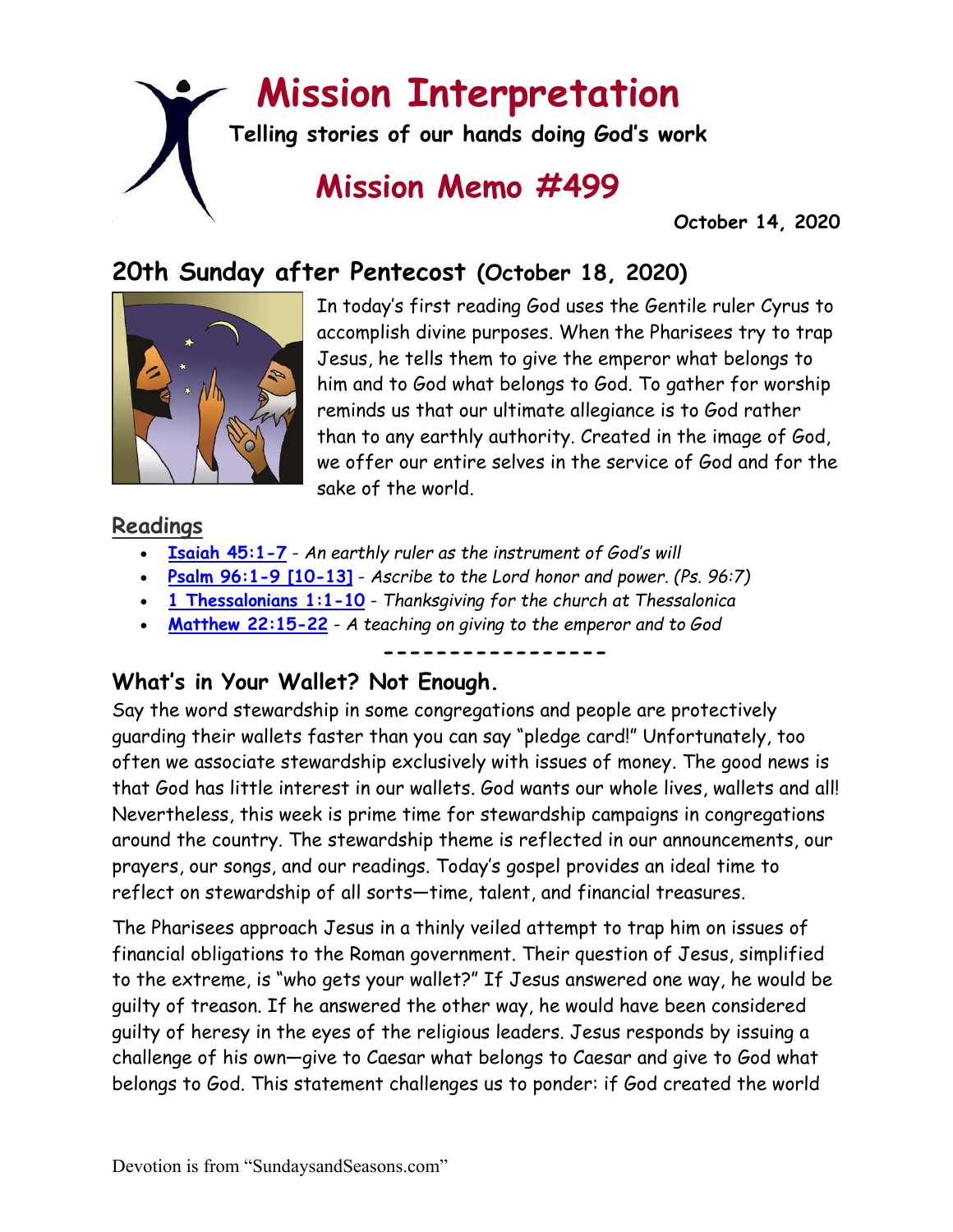# Mission Interpretation

**Telling stories of our hands doing God's work**

## Mission Memo #499

**October 14, 2020**

## 20th Sunday after Pentecost (October 18, 2020)

In today's first reading God uses the Gentile ruler Cyrus to accomplish divine purposes. When the Pharisees try to trap Jesus, he tells them to give the emperor what belongs to him and to God what belongs to God. To gather for worship reminds us that our ultimate allegiance is to God rather than to any earthly authority. Created in the image of God, we offer our entire selves in the service of God and for the sake of the world.

### Readings

- **Isaiah 45:1-7** - *An earthly ruler as the instrument of God's will*
- **Psalm 96:1-9 [10-13]** - *Ascribe to the Lord honor and power. (Ps. 96:7)*
- **1 Thessalonians 1:1-10** - *Thanksgiving for the church at Thessalonica*
- **Matthew 22:15-22** - *A teaching on giving to the emperor and to God*

-----------------

## What's in Your Wallet? Not Enough.

Say the word stewardship in some congregations and people are protectively guarding their wallets faster than you can say "pledge card!" Unfortunately, too often we associate stewardship exclusively with issues of money. The good news is that God has little interest in our wallets. God wants our whole lives, wallets and all! Nevertheless, this week is prime time for stewardship campaigns in congregations around the country. The stewardship theme is reflected in our announcements, our prayers, our songs, and our readings. Today's gospel provides an ideal time to reflect on stewardship of all sorts—time, talent, and financial treasures.

The Pharisees approach Jesus in a thinly veiled attempt to trap him on issues of financial obligations to the Roman government. Their question of Jesus, simplified to the extreme, is "who gets your wallet?" If Jesus answered one way, he would be guilty of treason. If he answered the other way, he would have been considered guilty of heresy in the eyes of the religious leaders. Jesus responds by issuing a challenge of his own—give to Caesar what belongs to Caesar and give to God what belongs to God. This statement challenges us to ponder: if God created the world

Devotion is from "SundaysandSeasons.com"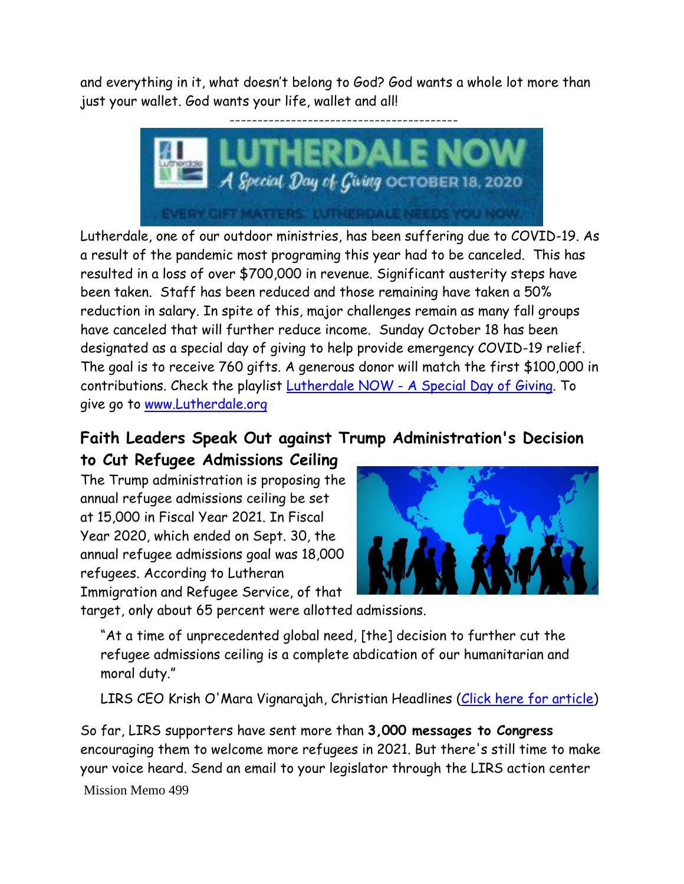and everything in it, what doesn't belong to God? God wants a whole lot more than just your wallet. God wants your life, wallet and all!

----------------------------------------

Lutherdale, one of our outdoor ministries, has been suffering due to COVID-19. As a result of the pandemic most programing this year had to be canceled. This has resulted in a loss of over $700,000 in revenue. Significant austerity steps have been taken. Staff has been reduced and those remaining have taken a 50% reduction in salary. In spite of this, major challenges remain as many fall groups have canceled that will further reduce income. Sunday October 18 has been designated as a special day of giving to help provide emergency COVID-19 relief. The goal is to receive 760 gifts. A generous donor will match the first $100,000 in contributions. Check the playlist [Lutherdale NOW - A Special Day of Giving](). To give go to [www.Lutherdale.org]()

## Faith Leaders Speak Out against Trump Administration's Decision to Cut Refugee Admissions Ceiling

The Trump administration is proposing the annual refugee admissions ceiling be set at 15,000 in Fiscal Year 2021. In Fiscal Year 2020, which ended on Sept. 30, the annual refugee admissions goal was 18,000 refugees. According to Lutheran Immigration and Refugee Service, of that target, only about 65 percent were allotted admissions.

> "At a time of unprecedented global need, [the] decision to further cut the refugee admissions ceiling is a complete abdication of our humanitarian and moral duty."
>
> LIRS CEO Krish O'Mara Vignarajah, Christian Headlines ([Click here for article]())

So far, LIRS supporters have sent more than **3,000 messages to Congress** encouraging them to welcome more refugees in 2021. But there's still time to make your voice heard. Send an email to your legislator through the LIRS action center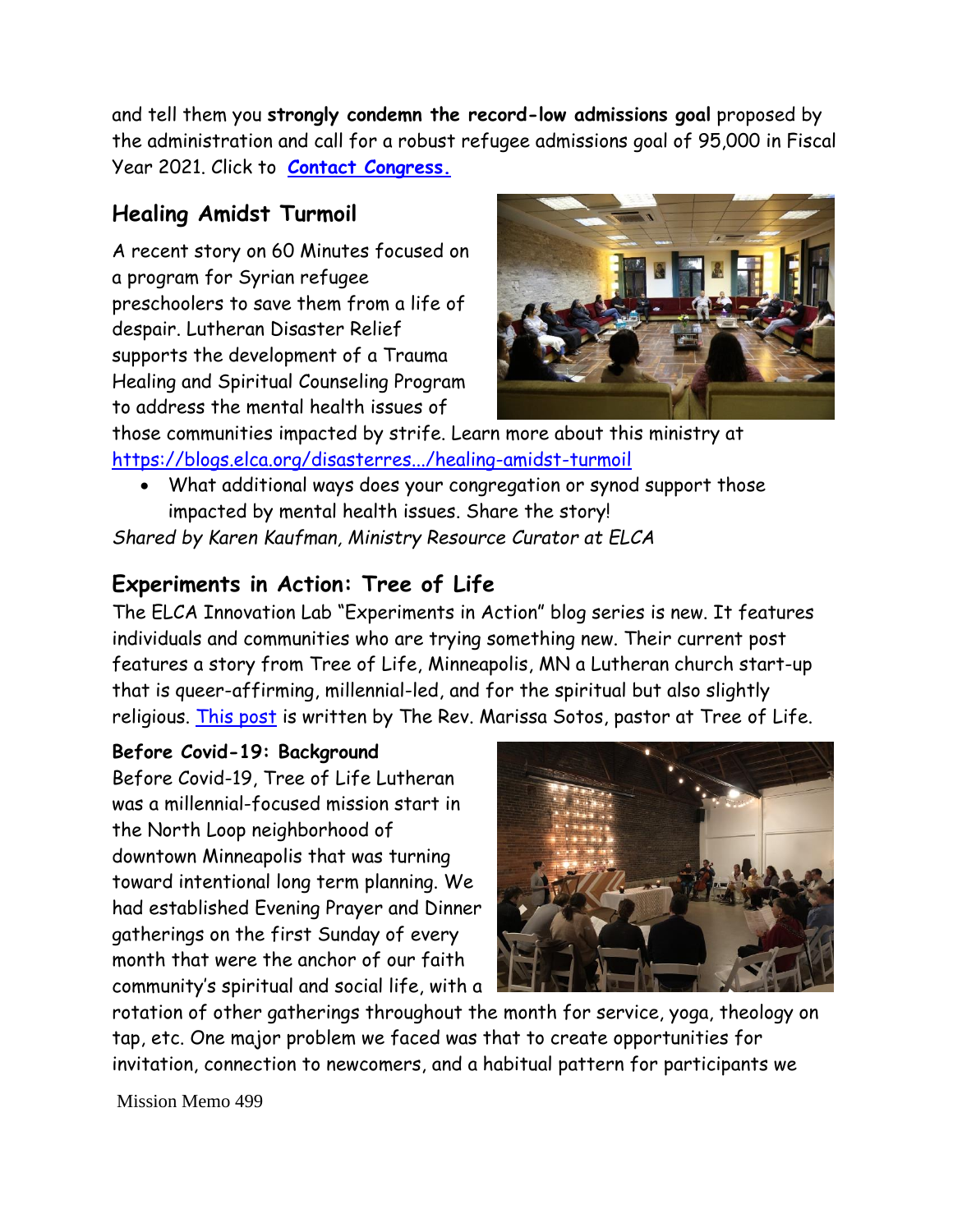and tell them you **strongly condemn the record-low admissions goal** proposed by the administration and call for a robust refugee admissions goal of 95,000 in Fiscal Year 2021. Click to **[Contact Congress.](#)**

## Healing Amidst Turmoil

A recent story on 60 Minutes focused on a program for Syrian refugee preschoolers to save them from a life of despair. Lutheran Disaster Relief supports the development of a Trauma Healing and Spiritual Counseling Program to address the mental health issues of those communities impacted by strife. Learn more about this ministry at https://blogs.elca.org/disasterres.../healing-amidst-turmoil

- What additional ways does your congregation or synod support those impacted by mental health issues. Share the story!

*Shared by Karen Kaufman, Ministry Resource Curator at ELCA*

## Experiments in Action: Tree of Life

The ELCA Innovation Lab "Experiments in Action" blog series is new. It features individuals and communities who are trying something new. Their current post features a story from Tree of Life, Minneapolis, MN a Lutheran church start-up that is queer-affirming, millennial-led, and for the spiritual but also slightly religious. [This post](#) is written by The Rev. Marissa Sotos, pastor at Tree of Life.

**Before Covid-19: Background**

Before Covid-19, Tree of Life Lutheran was a millennial-focused mission start in the North Loop neighborhood of downtown Minneapolis that was turning toward intentional long term planning. We had established Evening Prayer and Dinner gatherings on the first Sunday of every month that were the anchor of our faith community's spiritual and social life, with a rotation of other gatherings throughout the month for service, yoga, theology on tap, etc. One major problem we faced was that to create opportunities for invitation, connection to newcomers, and a habitual pattern for participants we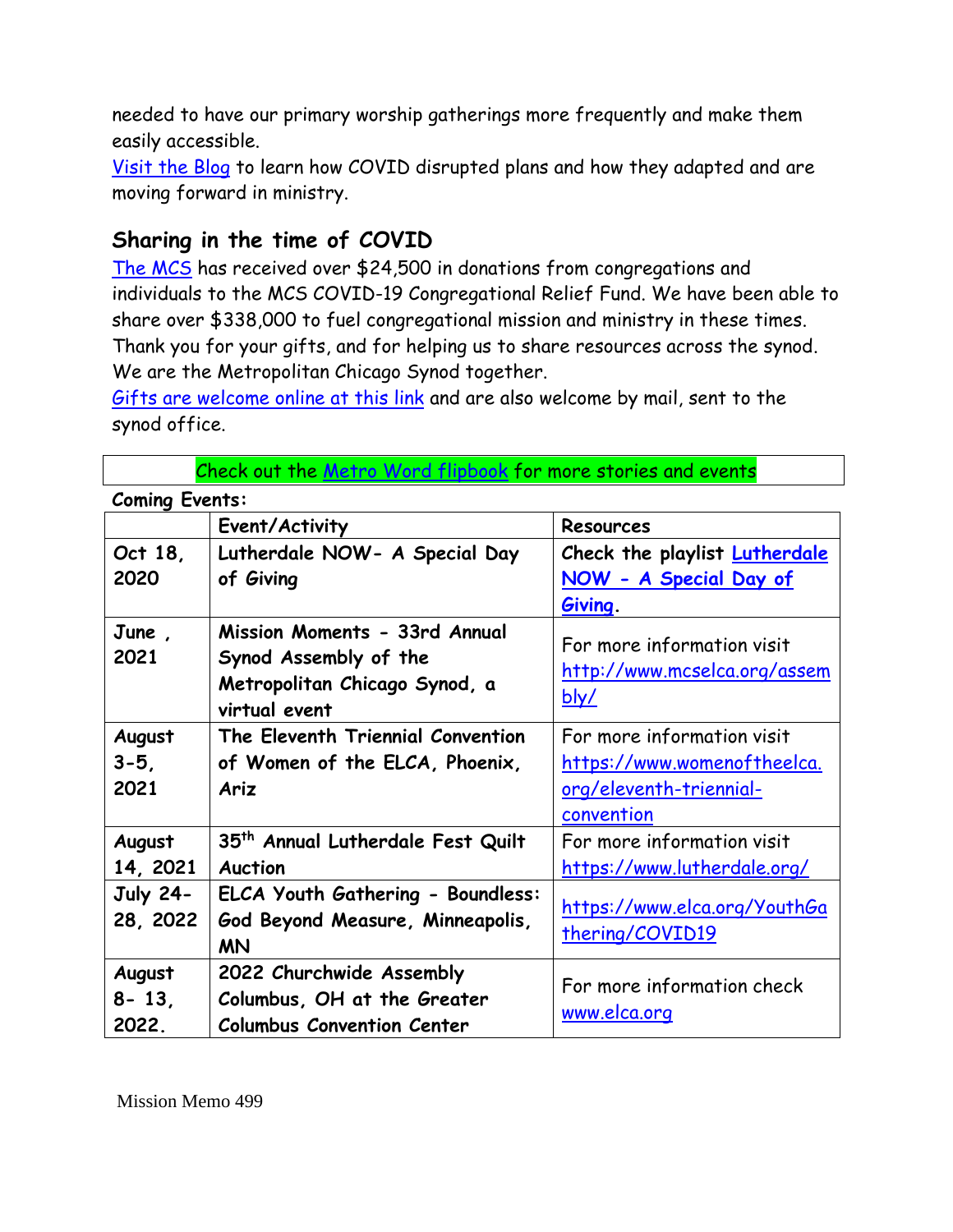needed to have our primary worship gatherings more frequently and make them easily accessible.
Visit the Blog to learn how COVID disrupted plans and how they adapted and are moving forward in ministry.

## Sharing in the time of COVID

The MCS has received over $24,500 in donations from congregations and individuals to the MCS COVID-19 Congregational Relief Fund. We have been able to share over $338,000 to fuel congregational mission and ministry in these times. Thank you for your gifts, and for helping us to share resources across the synod. We are the Metropolitan Chicago Synod together.
Gifts are welcome online at this link and are also welcome by mail, sent to the synod office.

Check out the Metro Word flipbook for more stories and events

**Coming Events:**

| | Event/Activity | Resources |
|---|---|---|
| Oct 18, 2020 | Lutherdale NOW- A Special Day of Giving | Check the playlist **Lutherdale NOW - A Special Day of Giving**. |
| June , 2021 | Mission Moments - 33rd Annual Synod Assembly of the Metropolitan Chicago Synod, a virtual event | For more information visit http://www.mcselca.org/assembly/ |
| August 3-5, 2021 | The Eleventh Triennial Convention of Women of the ELCA, Phoenix, Ariz | For more information visit https://www.womenoftheelca.org/eleventh-triennial-convention |
| August 14, 2021 | 35th Annual Lutherdale Fest Quilt Auction | For more information visit https://www.lutherdale.org/ |
| July 24-28, 2022 | ELCA Youth Gathering - Boundless: God Beyond Measure, Minneapolis, MN | https://www.elca.org/YouthGathering/COVID19 |
| August 8- 13, 2022. | 2022 Churchwide Assembly Columbus, OH at the Greater Columbus Convention Center | For more information check www.elca.org |

Mission Memo 499